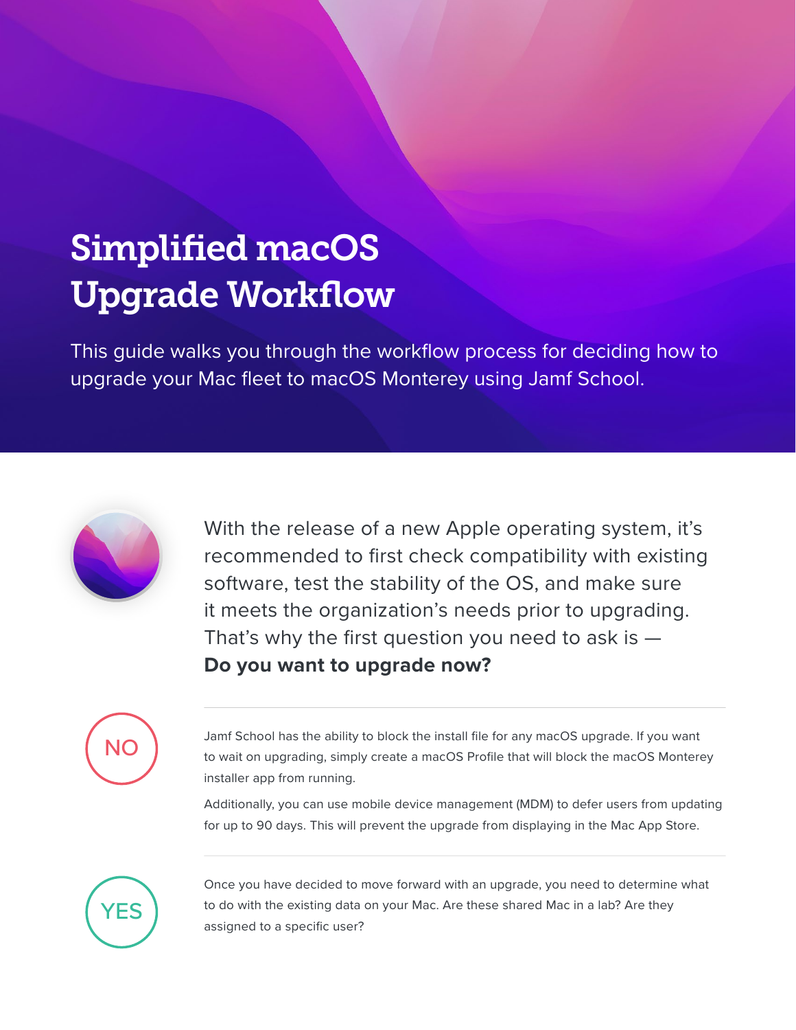# Simplified macOS Upgrade Workflow

This guide walks you through the workflow process for deciding how to upgrade your Mac fleet to macOS Monterey using Jamf School.

With the release of a new Apple operating system, it's recommended to first check compatibility with existing software, test the stability of the OS, and make sure it meets the organization's needs prior to upgrading. That's why the first question you need to ask is — **Do you want to upgrade now?**

**NO**

Jamf School has the ability to block the install file for any macOS upgrade. If you want to wait on upgrading, simply create a macOS Profile that will block the macOS Monterey installer app from running.

Additionally, you can use mobile device management (MDM) to defer users from updating for up to 90 days. This will prevent the upgrade from displaying in the Mac App Store.

**YES**

Once you have decided to move forward with an upgrade, you need to determine what to do with the existing data on your Mac. Are these shared Mac in a lab? Are they assigned to a specific user?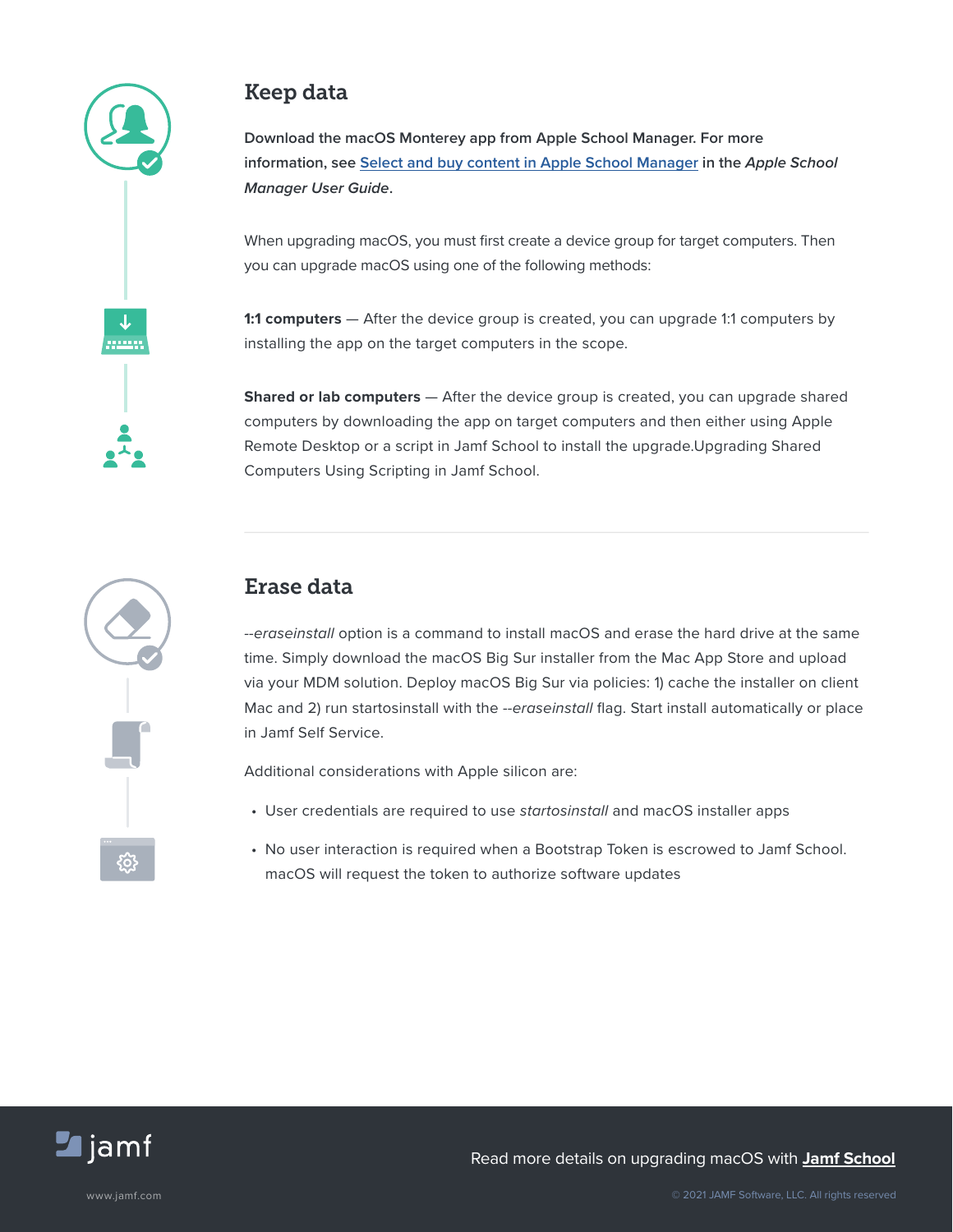## Keep data

Download the macOS Monterey app from Apple School Manager. For more information, see [Select and buy content in Apple School Manager] in the *Apple School Manager User Guide*.

When upgrading macOS, you must first create a device group for target computers. Then you can upgrade macOS using one of the following methods:

**1:1 computers** — After the device group is created, you can upgrade 1:1 computers by installing the app on the target computers in the scope.

**Shared or lab computers** — After the device group is created, you can upgrade shared computers by downloading the app on target computers and then either using Apple Remote Desktop or a script in Jamf School to install the upgrade.Upgrading Shared Computers Using Scripting in Jamf School.

---

## Erase data

--*eraseinstall* option is a command to install macOS and erase the hard drive at the same time. Simply download the macOS Big Sur installer from the Mac App Store and upload via your MDM solution. Deploy macOS Big Sur via policies: 1) cache the installer on client Mac and 2) run startosinstall with the --*eraseinstall* flag. Start install automatically or place in Jamf Self Service.

Additional considerations with Apple silicon are:

- User credentials are required to use *startosinstall* and macOS installer apps
- No user interaction is required when a Bootstrap Token is escrowed to Jamf School. macOS will request the token to authorize software updates

jamf

Read more details on upgrading macOS with **Jamf School**

www.jamf.com

© 2021 JAMF Software, LLC. All rights reserved